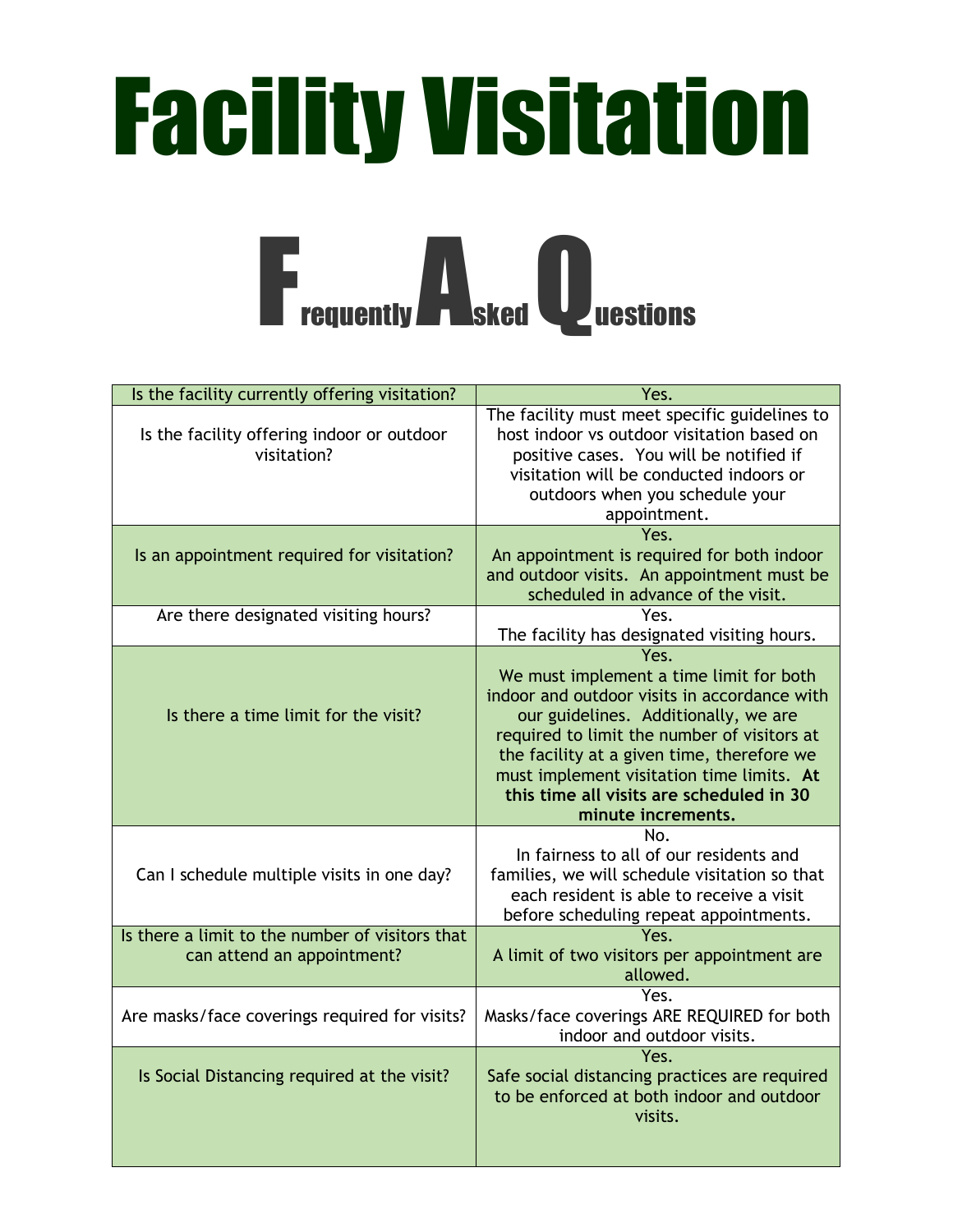# Facility Visitation

## Frequently Asked Questions

| Is the facility currently offering visitation? | Yes. |
|---|---|
| Is the facility offering indoor or outdoor visitation? | The facility must meet specific guidelines to host indoor vs outdoor visitation based on positive cases. You will be notified if visitation will be conducted indoors or outdoors when you schedule your appointment. |
| Is an appointment required for visitation? | Yes.<br>An appointment is required for both indoor and outdoor visits. An appointment must be scheduled in advance of the visit. |
| Are there designated visiting hours? | Yes.<br>The facility has designated visiting hours. |
| Is there a time limit for the visit? | Yes.<br>We must implement a time limit for both indoor and outdoor visits in accordance with our guidelines. Additionally, we are required to limit the number of visitors at the facility at a given time, therefore we must implement visitation time limits. **At this time all visits are scheduled in 30 minute increments.** |
| Can I schedule multiple visits in one day? | No.<br>In fairness to all of our residents and families, we will schedule visitation so that each resident is able to receive a visit before scheduling repeat appointments. |
| Is there a limit to the number of visitors that can attend an appointment? | Yes.<br>A limit of two visitors per appointment are allowed. |
| Are masks/face coverings required for visits? | Yes.<br>Masks/face coverings ARE REQUIRED for both indoor and outdoor visits. |
| Is Social Distancing required at the visit? | Yes.<br>Safe social distancing practices are required to be enforced at both indoor and outdoor visits. |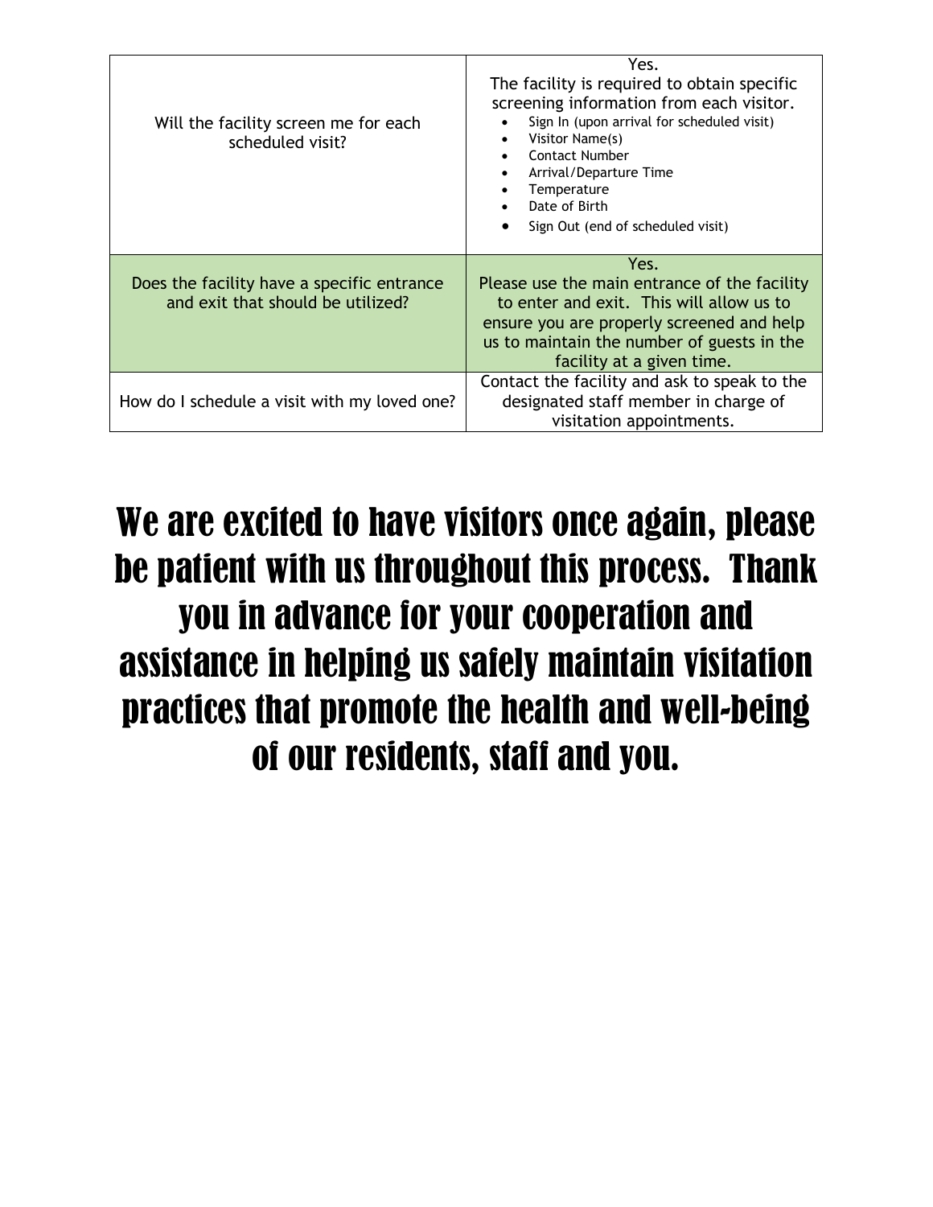| | |
|---|---|
| Will the facility screen me for each scheduled visit? | Yes.<br>The facility is required to obtain specific screening information from each visitor.<br>• Sign In (upon arrival for scheduled visit)<br>• Visitor Name(s)<br>• Contact Number<br>• Arrival/Departure Time<br>• Temperature<br>• Date of Birth<br>• Sign Out (end of scheduled visit) |
| Does the facility have a specific entrance and exit that should be utilized? | Yes.<br>Please use the main entrance of the facility to enter and exit. This will allow us to ensure you are properly screened and help us to maintain the number of guests in the facility at a given time. |
| How do I schedule a visit with my loved one? | Contact the facility and ask to speak to the designated staff member in charge of visitation appointments. |

# We are excited to have visitors once again, please be patient with us throughout this process. Thank you in advance for your cooperation and assistance in helping us safely maintain visitation practices that promote the health and well-being of our residents, staff and you.